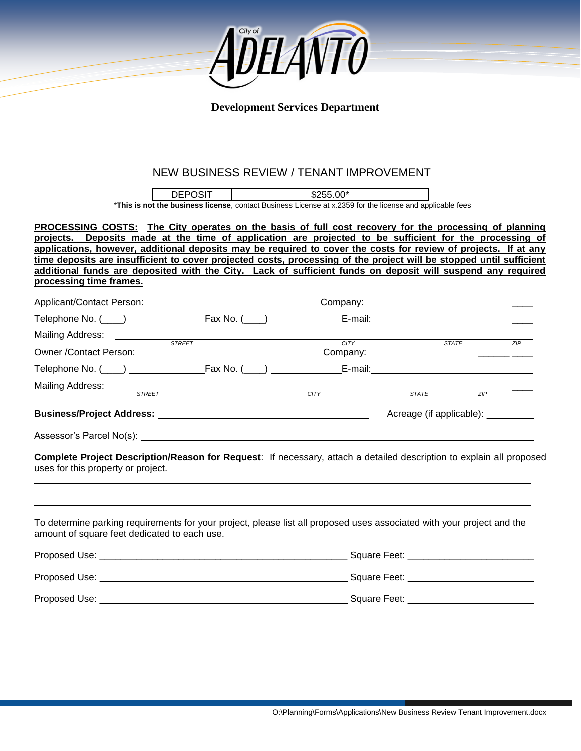City of ADELANTO

**Development Services Department**

## NEW BUSINESS REVIEW / TENANT IMPROVEMENT

| DEPOSIT | $255.00* |
| --- | --- |

*__This is not the business license__, contact Business License at x.2359 for the license and applicable fees

**PROCESSING COSTS: The City operates on the basis of full cost recovery for the processing of planning projects. Deposits made at the time of application are projected to be sufficient for the processing of applications, however, additional deposits may be required to cover the costs for review of projects. If at any time deposits are insufficient to cover projected costs, processing of the project will be stopped until sufficient additional funds are deposited with the City. Lack of sufficient funds on deposit will suspend any required processing time frames.**

Applicant/Contact Person: ______________________________ Company: ______________________________

Telephone No. (____) ______________ Fax No. (____) ______________ E-mail: ______________________________

Mailing Address: ______________________________________________________________________
*STREET* *CITY* *STATE* *ZIP*

Owner /Contact Person: ______________________________ Company: ______________________________

Telephone No. (____) ______________ Fax No. (____) ______________ E-mail: ______________________________

Mailing Address: ______________________________________________________________________
*STREET* *CITY* *STATE* *ZIP*

**Business/Project Address:** ______________________________________ Acreage (if applicable): __________

Assessor's Parcel No(s): ______________________________________________________________________

**Complete Project Description/Reason for Request**: If necessary, attach a detailed description to explain all proposed uses for this property or project.

______________________________________________________________________

______________________________________________________________________

To determine parking requirements for your project, please list all proposed uses associated with your project and the amount of square feet dedicated to each use.

Proposed Use: ______________________________________________ Square Feet: ______________________

Proposed Use: ______________________________________________ Square Feet: ______________________

Proposed Use: ______________________________________________ Square Feet: ______________________

O:\Planning\Forms\Applications\New Business Review Tenant Improvement.docx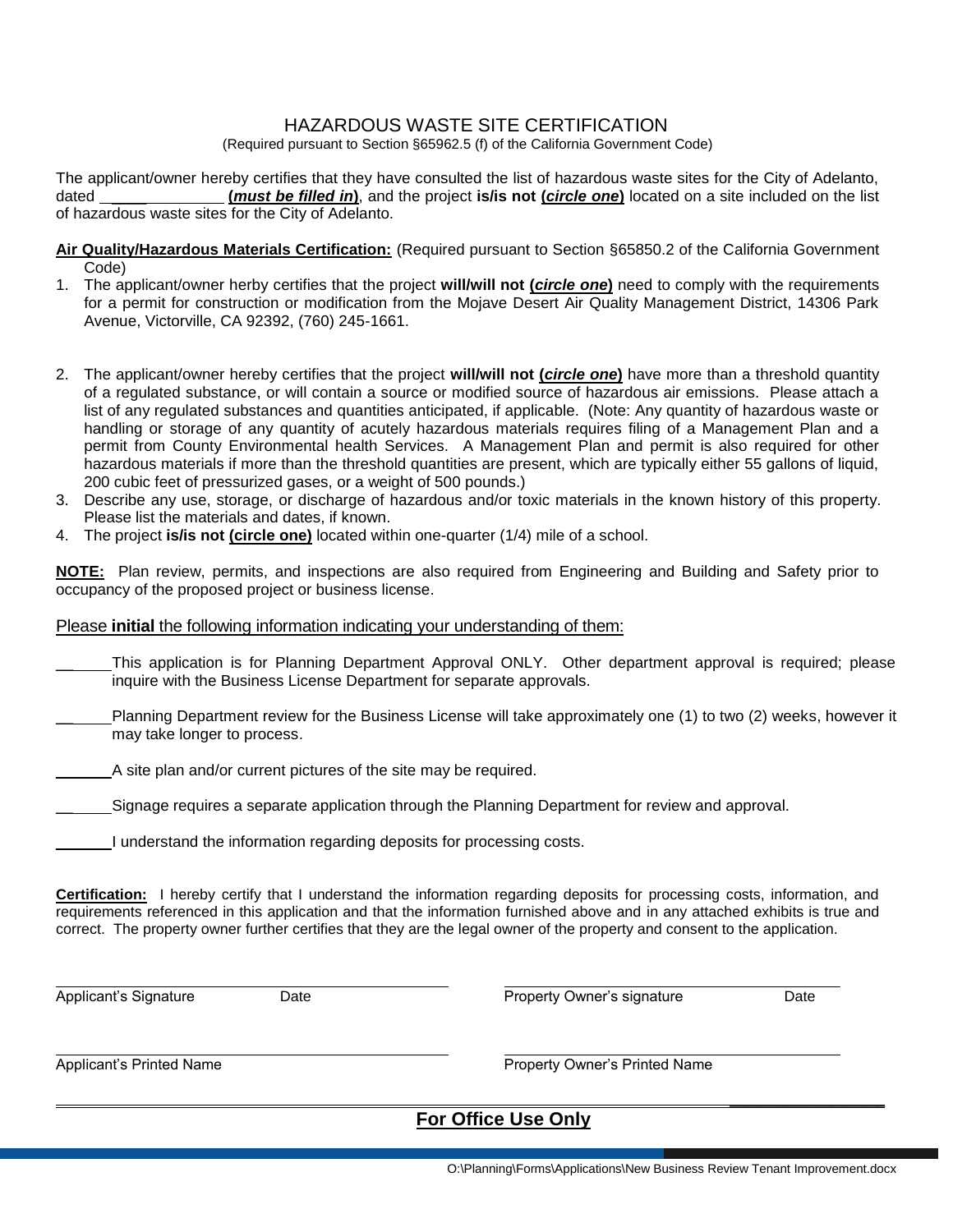# HAZARDOUS WASTE SITE CERTIFICATION

(Required pursuant to Section §65962.5 (f) of the California Government Code)

The applicant/owner hereby certifies that they have consulted the list of hazardous waste sites for the City of Adelanto, dated ______________ **(*must be filled in*)**, and the project **is/is not (*circle one*)** located on a site included on the list of hazardous waste sites for the City of Adelanto.

**Air Quality/Hazardous Materials Certification:** (Required pursuant to Section §65850.2 of the California Government Code)

1. The applicant/owner herby certifies that the project **will/will not (*circle one*)** need to comply with the requirements for a permit for construction or modification from the Mojave Desert Air Quality Management District, 14306 Park Avenue, Victorville, CA 92392, (760) 245-1661.

2. The applicant/owner hereby certifies that the project **will/will not (*circle one*)** have more than a threshold quantity of a regulated substance, or will contain a source or modified source of hazardous air emissions. Please attach a list of any regulated substances and quantities anticipated, if applicable. (Note: Any quantity of hazardous waste or handling or storage of any quantity of acutely hazardous materials requires filing of a Management Plan and a permit from County Environmental health Services. A Management Plan and permit is also required for other hazardous materials if more than the threshold quantities are present, which are typically either 55 gallons of liquid, 200 cubic feet of pressurized gases, or a weight of 500 pounds.)
3. Describe any use, storage, or discharge of hazardous and/or toxic materials in the known history of this property. Please list the materials and dates, if known.
4. The project **is/is not (circle one)** located within one-quarter (1/4) mile of a school.

**NOTE:** Plan review, permits, and inspections are also required from Engineering and Building and Safety prior to occupancy of the proposed project or business license.

Please **initial** the following information indicating your understanding of them:

______ This application is for Planning Department Approval ONLY. Other department approval is required; please inquire with the Business License Department for separate approvals.

______ Planning Department review for the Business License will take approximately one (1) to two (2) weeks, however it may take longer to process.

______ A site plan and/or current pictures of the site may be required.

______ Signage requires a separate application through the Planning Department for review and approval.

______ I understand the information regarding deposits for processing costs.

**Certification:** I hereby certify that I understand the information regarding deposits for processing costs, information, and requirements referenced in this application and that the information furnished above and in any attached exhibits is true and correct. The property owner further certifies that they are the legal owner of the property and consent to the application.

| | |
|---|---|
| Applicant's Signature    Date | Property Owner's signature    Date |
| Applicant's Printed Name | Property Owner's Printed Name |

**For Office Use Only**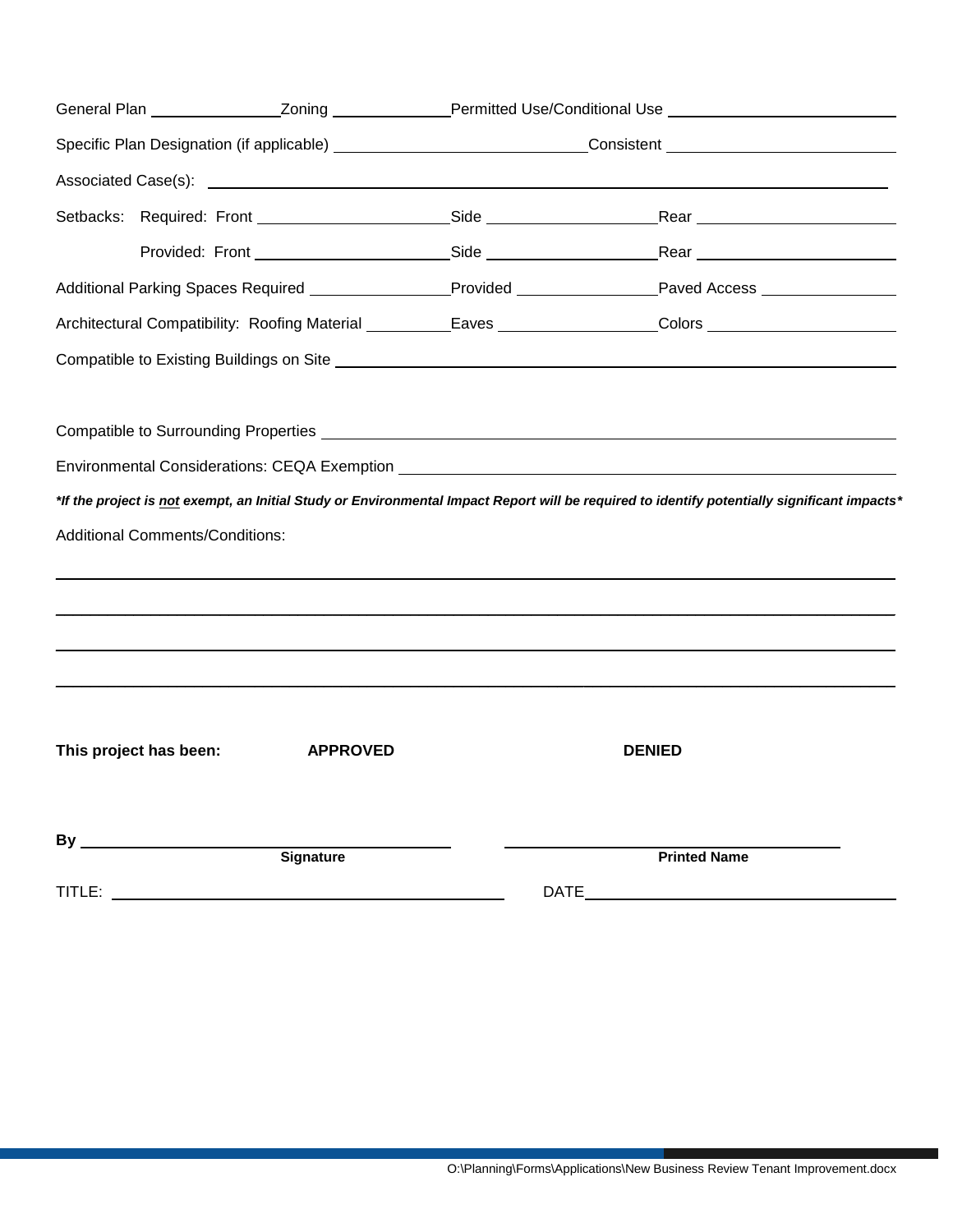General Plan ______________ Zoning ______________ Permitted Use/Conditional Use ______________________

Specific Plan Designation (if applicable) ______________________ Consistent ______________________

Associated Case(s): ______________________________________________________________

Setbacks: Required: Front ______________________ Side ______________________ Rear ______________________

Provided: Front ______________________ Side ______________________ Rear ______________________

Additional Parking Spaces Required ______________ Provided ______________ Paved Access ______________

Architectural Compatibility: Roofing Material __________ Eaves ______________ Colors ______________

Compatible to Existing Buildings on Site ______________________________________________________

Compatible to Surrounding Properties ______________________________________________________

Environmental Considerations: CEQA Exemption ______________________________________________

***If the project is <u>not</u> exempt, an Initial Study or Environmental Impact Report will be required to identify potentially significant impacts***

Additional Comments/Conditions:

______________________________________________________________________________

______________________________________________________________________________

______________________________________________________________________________

______________________________________________________________________________

**This project has been:** **APPROVED** **DENIED**

**By** ______________________________ ______________________________
**Signature** **Printed Name**

TITLE: ______________________________ DATE ______________________________

O:\Planning\Forms\Applications\New Business Review Tenant Improvement.docx